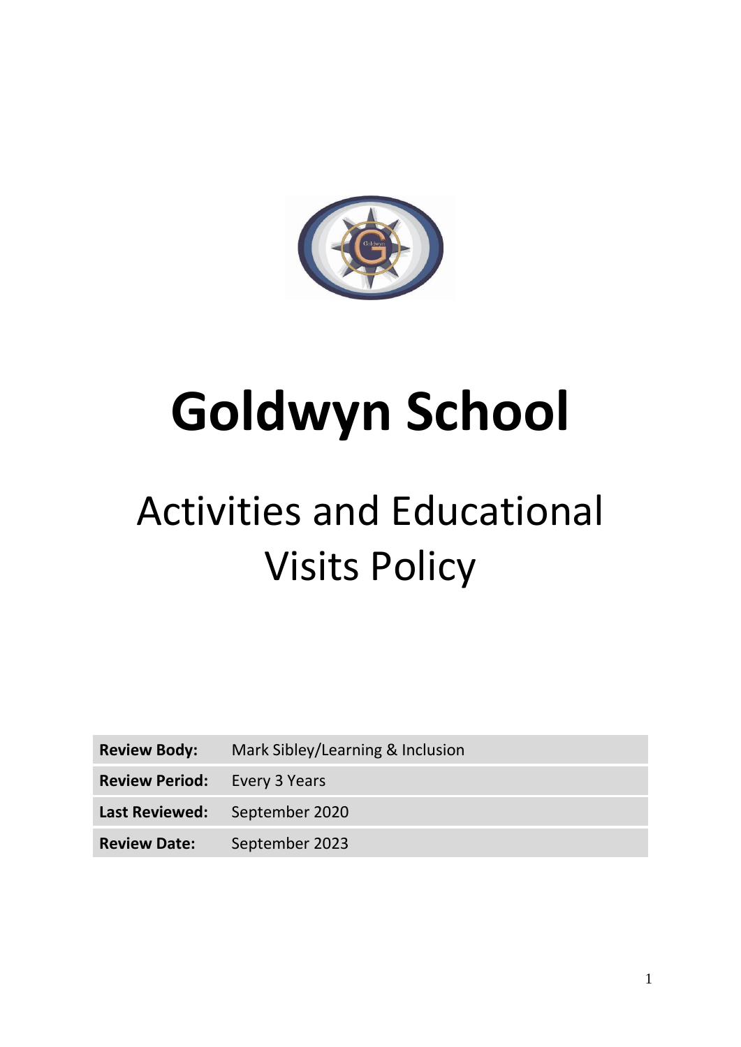# Goldwyn School

## Activities and Educational Visits Policy

| | |
|---|---|
| **Review Body:** | Mark Sibley/Learning & Inclusion |
| **Review Period:** | Every 3 Years |
| **Last Reviewed:** | September 2020 |
| **Review Date:** | September 2023 |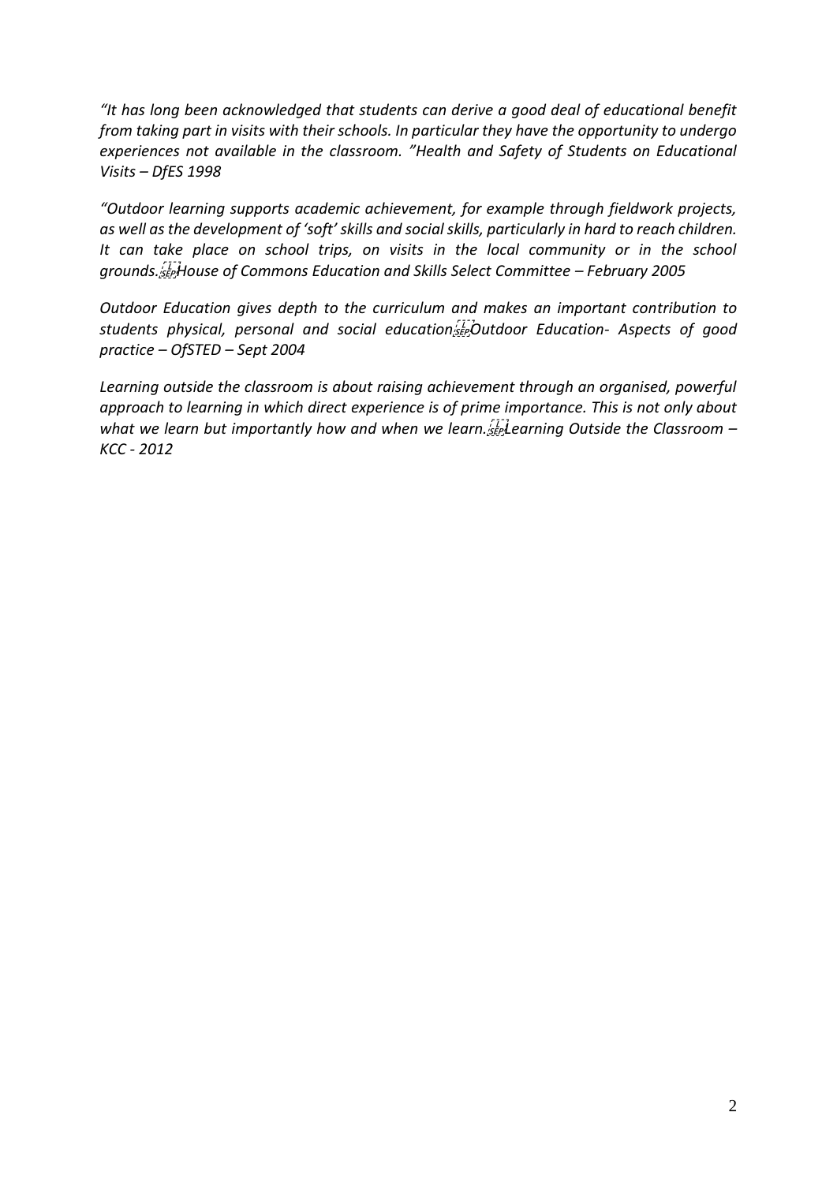*"It has long been acknowledged that students can derive a good deal of educational benefit from taking part in visits with their schools. In particular they have the opportunity to undergo experiences not available in the classroom. "Health and Safety of Students on Educational Visits – DfES 1998*

*"Outdoor learning supports academic achievement, for example through fieldwork projects, as well as the development of 'soft' skills and social skills, particularly in hard to reach children. It can take place on school trips, on visits in the local community or in the school grounds. House of Commons Education and Skills Select Committee – February 2005*

*Outdoor Education gives depth to the curriculum and makes an important contribution to students physical, personal and social education Outdoor Education- Aspects of good practice – OfSTED – Sept 2004*

*Learning outside the classroom is about raising achievement through an organised, powerful approach to learning in which direct experience is of prime importance. This is not only about what we learn but importantly how and when we learn. Learning Outside the Classroom – KCC - 2012*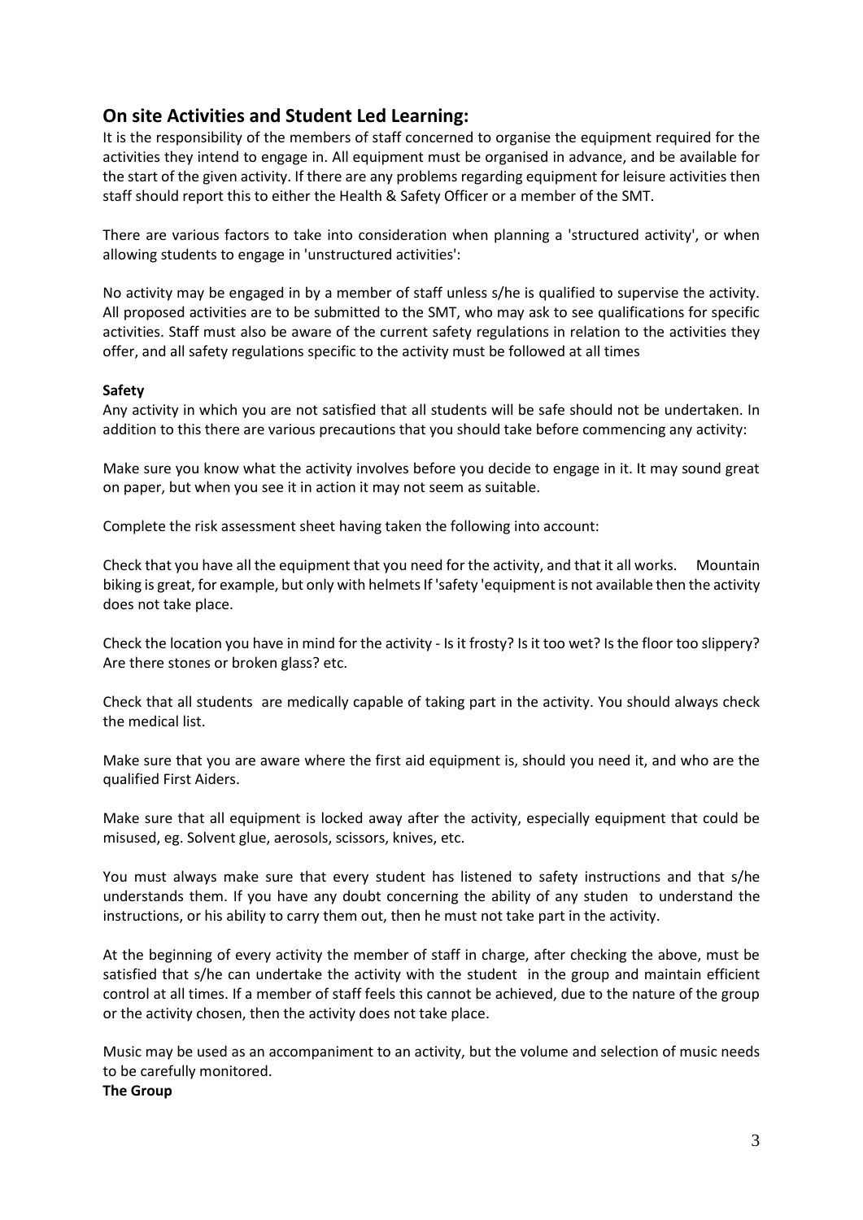## On site Activities and Student Led Learning:

It is the responsibility of the members of staff concerned to organise the equipment required for the activities they intend to engage in. All equipment must be organised in advance, and be available for the start of the given activity. If there are any problems regarding equipment for leisure activities then staff should report this to either the Health & Safety Officer or a member of the SMT.

There are various factors to take into consideration when planning a 'structured activity', or when allowing students to engage in 'unstructured activities':

No activity may be engaged in by a member of staff unless s/he is qualified to supervise the activity. All proposed activities are to be submitted to the SMT, who may ask to see qualifications for specific activities. Staff must also be aware of the current safety regulations in relation to the activities they offer, and all safety regulations specific to the activity must be followed at all times

**Safety**

Any activity in which you are not satisfied that all students will be safe should not be undertaken. In addition to this there are various precautions that you should take before commencing any activity:

Make sure you know what the activity involves before you decide to engage in it. It may sound great on paper, but when you see it in action it may not seem as suitable.

Complete the risk assessment sheet having taken the following into account:

Check that you have all the equipment that you need for the activity, and that it all works. Mountain biking is great, for example, but only with helmets If 'safety 'equipment is not available then the activity does not take place.

Check the location you have in mind for the activity - Is it frosty? Is it too wet? Is the floor too slippery? Are there stones or broken glass? etc.

Check that all students are medically capable of taking part in the activity. You should always check the medical list.

Make sure that you are aware where the first aid equipment is, should you need it, and who are the qualified First Aiders.

Make sure that all equipment is locked away after the activity, especially equipment that could be misused, eg. Solvent glue, aerosols, scissors, knives, etc.

You must always make sure that every student has listened to safety instructions and that s/he understands them. If you have any doubt concerning the ability of any studen to understand the instructions, or his ability to carry them out, then he must not take part in the activity.

At the beginning of every activity the member of staff in charge, after checking the above, must be satisfied that s/he can undertake the activity with the student in the group and maintain efficient control at all times. If a member of staff feels this cannot be achieved, due to the nature of the group or the activity chosen, then the activity does not take place.

Music may be used as an accompaniment to an activity, but the volume and selection of music needs to be carefully monitored.

**The Group**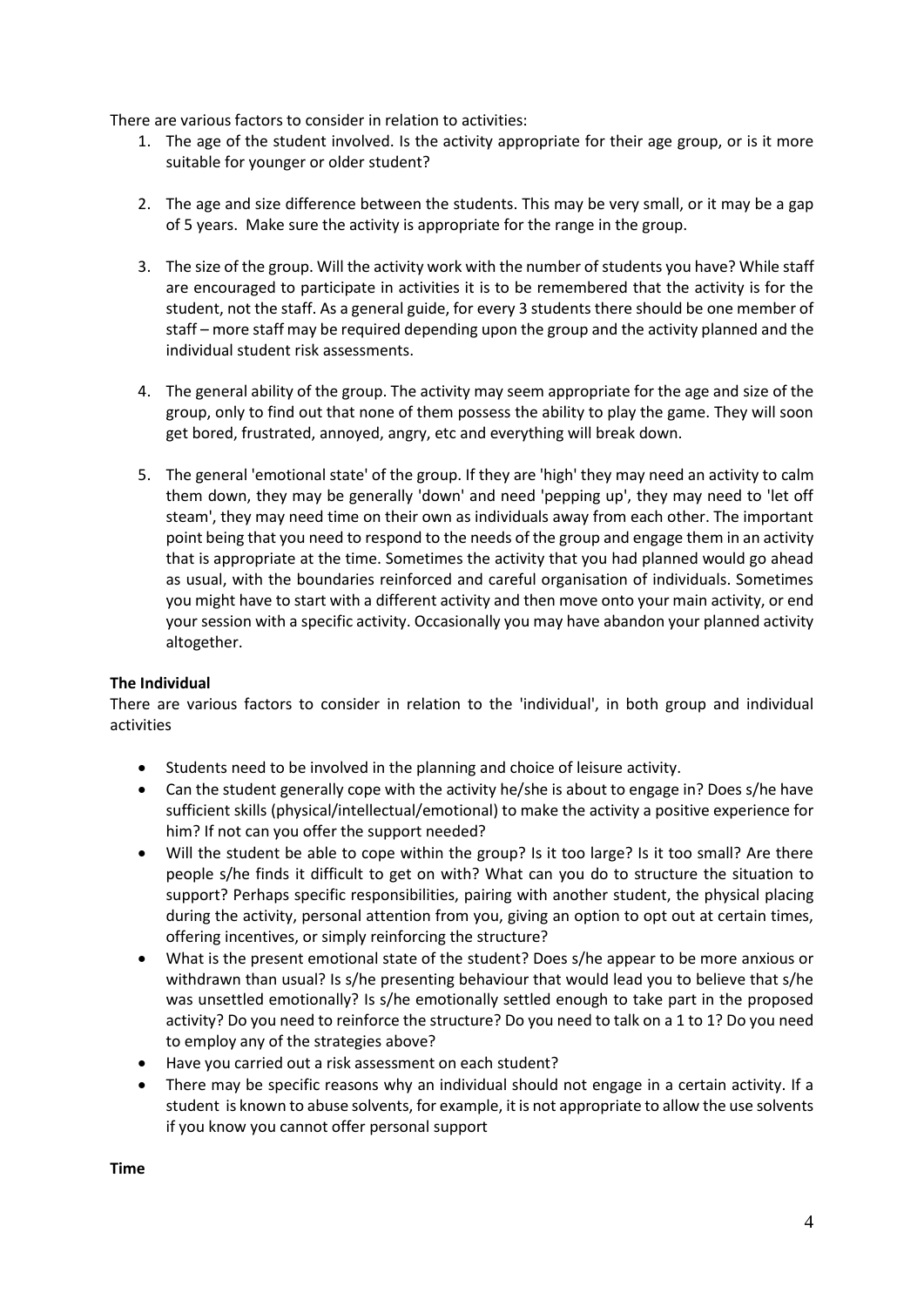There are various factors to consider in relation to activities:

1. The age of the student involved. Is the activity appropriate for their age group, or is it more suitable for younger or older student?

2. The age and size difference between the students. This may be very small, or it may be a gap of 5 years. Make sure the activity is appropriate for the range in the group.

3. The size of the group. Will the activity work with the number of students you have? While staff are encouraged to participate in activities it is to be remembered that the activity is for the student, not the staff. As a general guide, for every 3 students there should be one member of staff – more staff may be required depending upon the group and the activity planned and the individual student risk assessments.

4. The general ability of the group. The activity may seem appropriate for the age and size of the group, only to find out that none of them possess the ability to play the game. They will soon get bored, frustrated, annoyed, angry, etc and everything will break down.

5. The general 'emotional state' of the group. If they are 'high' they may need an activity to calm them down, they may be generally 'down' and need 'pepping up', they may need to 'let off steam', they may need time on their own as individuals away from each other. The important point being that you need to respond to the needs of the group and engage them in an activity that is appropriate at the time. Sometimes the activity that you had planned would go ahead as usual, with the boundaries reinforced and careful organisation of individuals. Sometimes you might have to start with a different activity and then move onto your main activity, or end your session with a specific activity. Occasionally you may have abandon your planned activity altogether.

**The Individual**

There are various factors to consider in relation to the 'individual', in both group and individual activities

- Students need to be involved in the planning and choice of leisure activity.
- Can the student generally cope with the activity he/she is about to engage in? Does s/he have sufficient skills (physical/intellectual/emotional) to make the activity a positive experience for him? If not can you offer the support needed?
- Will the student be able to cope within the group? Is it too large? Is it too small? Are there people s/he finds it difficult to get on with? What can you do to structure the situation to support? Perhaps specific responsibilities, pairing with another student, the physical placing during the activity, personal attention from you, giving an option to opt out at certain times, offering incentives, or simply reinforcing the structure?
- What is the present emotional state of the student? Does s/he appear to be more anxious or withdrawn than usual? Is s/he presenting behaviour that would lead you to believe that s/he was unsettled emotionally? Is s/he emotionally settled enough to take part in the proposed activity? Do you need to reinforce the structure? Do you need to talk on a 1 to 1? Do you need to employ any of the strategies above?
- Have you carried out a risk assessment on each student?
- There may be specific reasons why an individual should not engage in a certain activity. If a student is known to abuse solvents, for example, it is not appropriate to allow the use solvents if you know you cannot offer personal support

**Time**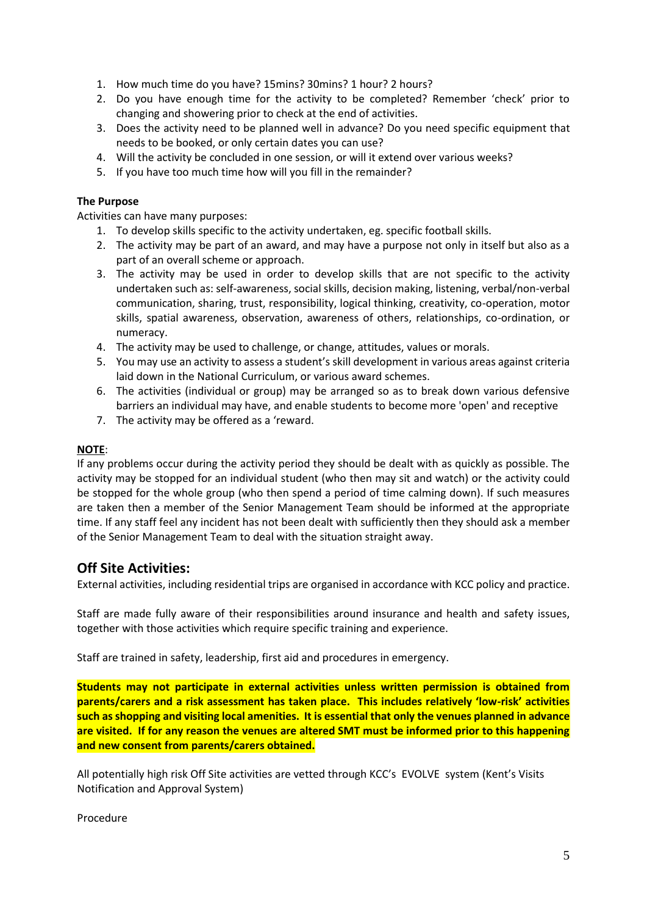1. How much time do you have? 15mins? 30mins? 1 hour? 2 hours?
2. Do you have enough time for the activity to be completed? Remember 'check' prior to changing and showering prior to check at the end of activities.
3. Does the activity need to be planned well in advance? Do you need specific equipment that needs to be booked, or only certain dates you can use?
4. Will the activity be concluded in one session, or will it extend over various weeks?
5. If you have too much time how will you fill in the remainder?

**The Purpose**

Activities can have many purposes:

1. To develop skills specific to the activity undertaken, eg. specific football skills.
2. The activity may be part of an award, and may have a purpose not only in itself but also as a part of an overall scheme or approach.
3. The activity may be used in order to develop skills that are not specific to the activity undertaken such as: self-awareness, social skills, decision making, listening, verbal/non-verbal communication, sharing, trust, responsibility, logical thinking, creativity, co-operation, motor skills, spatial awareness, observation, awareness of others, relationships, co-ordination, or numeracy.
4. The activity may be used to challenge, or change, attitudes, values or morals.
5. You may use an activity to assess a student's skill development in various areas against criteria laid down in the National Curriculum, or various award schemes.
6. The activities (individual or group) may be arranged so as to break down various defensive barriers an individual may have, and enable students to become more 'open' and receptive
7. The activity may be offered as a 'reward.

**NOTE**:

If any problems occur during the activity period they should be dealt with as quickly as possible. The activity may be stopped for an individual student (who then may sit and watch) or the activity could be stopped for the whole group (who then spend a period of time calming down). If such measures are taken then a member of the Senior Management Team should be informed at the appropriate time. If any staff feel any incident has not been dealt with sufficiently then they should ask a member of the Senior Management Team to deal with the situation straight away.

## Off Site Activities:

External activities, including residential trips are organised in accordance with KCC policy and practice.

Staff are made fully aware of their responsibilities around insurance and health and safety issues, together with those activities which require specific training and experience.

Staff are trained in safety, leadership, first aid and procedures in emergency.

**Students may not participate in external activities unless written permission is obtained from parents/carers and a risk assessment has taken place. This includes relatively 'low-risk' activities such as shopping and visiting local amenities. It is essential that only the venues planned in advance are visited. If for any reason the venues are altered SMT must be informed prior to this happening and new consent from parents/carers obtained.**

All potentially high risk Off Site activities are vetted through KCC's EVOLVE system (Kent's Visits Notification and Approval System)

Procedure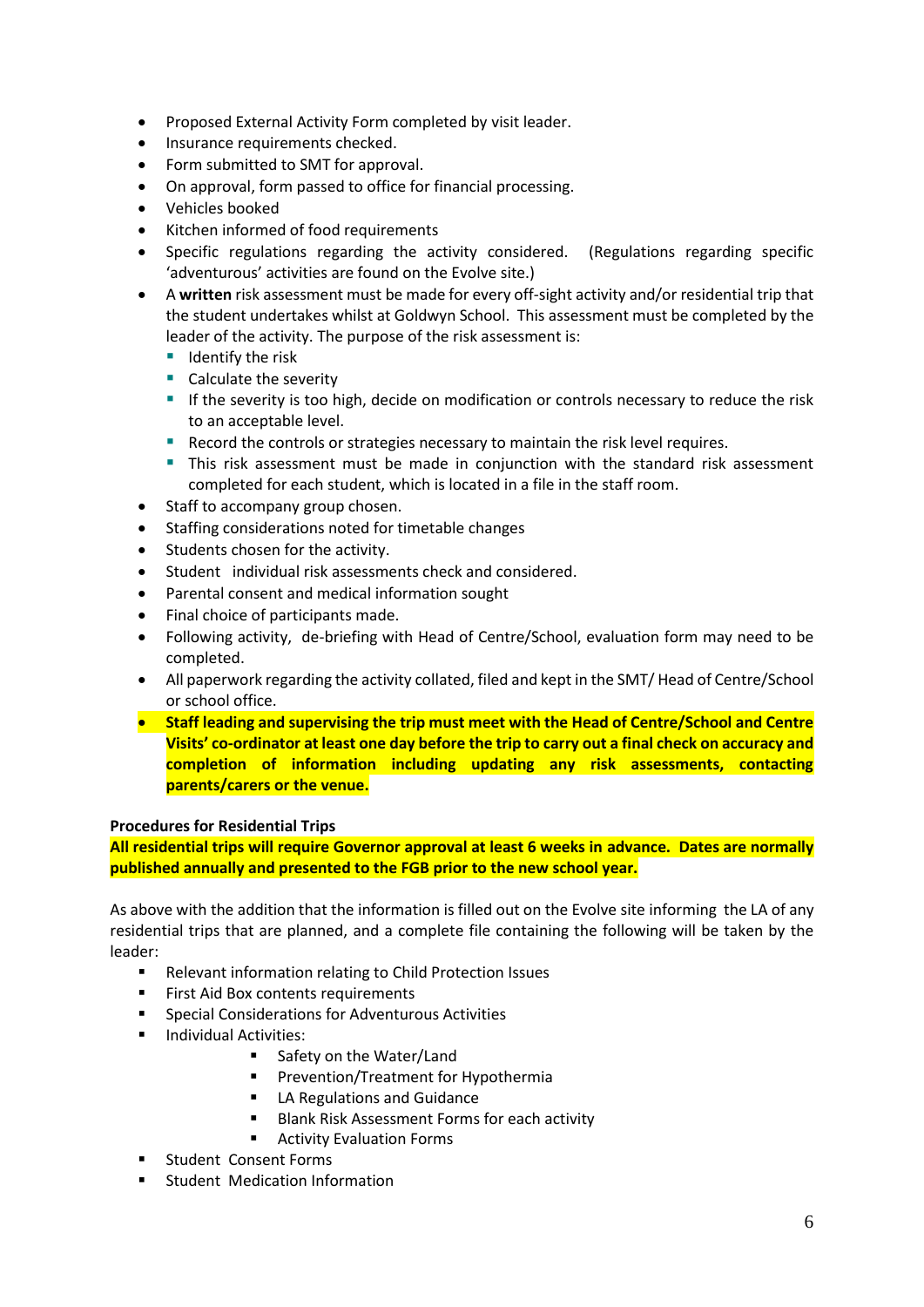- Proposed External Activity Form completed by visit leader.
- Insurance requirements checked.
- Form submitted to SMT for approval.
- On approval, form passed to office for financial processing.
- Vehicles booked
- Kitchen informed of food requirements
- Specific regulations regarding the activity considered. (Regulations regarding specific 'adventurous' activities are found on the Evolve site.)
- A **written** risk assessment must be made for every off-sight activity and/or residential trip that the student undertakes whilst at Goldwyn School. This assessment must be completed by the leader of the activity. The purpose of the risk assessment is:
  - Identify the risk
  - Calculate the severity
  - If the severity is too high, decide on modification or controls necessary to reduce the risk to an acceptable level.
  - Record the controls or strategies necessary to maintain the risk level requires.
  - This risk assessment must be made in conjunction with the standard risk assessment completed for each student, which is located in a file in the staff room.
- Staff to accompany group chosen.
- Staffing considerations noted for timetable changes
- Students chosen for the activity.
- Student individual risk assessments check and considered.
- Parental consent and medical information sought
- Final choice of participants made.
- Following activity, de-briefing with Head of Centre/School, evaluation form may need to be completed.
- All paperwork regarding the activity collated, filed and kept in the SMT/ Head of Centre/School or school office.
- **Staff leading and supervising the trip must meet with the Head of Centre/School and Centre Visits' co-ordinator at least one day before the trip to carry out a final check on accuracy and completion of information including updating any risk assessments, contacting parents/carers or the venue.**

**Procedures for Residential Trips**

**All residential trips will require Governor approval at least 6 weeks in advance. Dates are normally published annually and presented to the FGB prior to the new school year.**

As above with the addition that the information is filled out on the Evolve site informing the LA of any residential trips that are planned, and a complete file containing the following will be taken by the leader:

- Relevant information relating to Child Protection Issues
- First Aid Box contents requirements
- Special Considerations for Adventurous Activities
- Individual Activities:
  - Safety on the Water/Land
  - Prevention/Treatment for Hypothermia
  - LA Regulations and Guidance
  - Blank Risk Assessment Forms for each activity
  - Activity Evaluation Forms
- Student Consent Forms
- Student Medication Information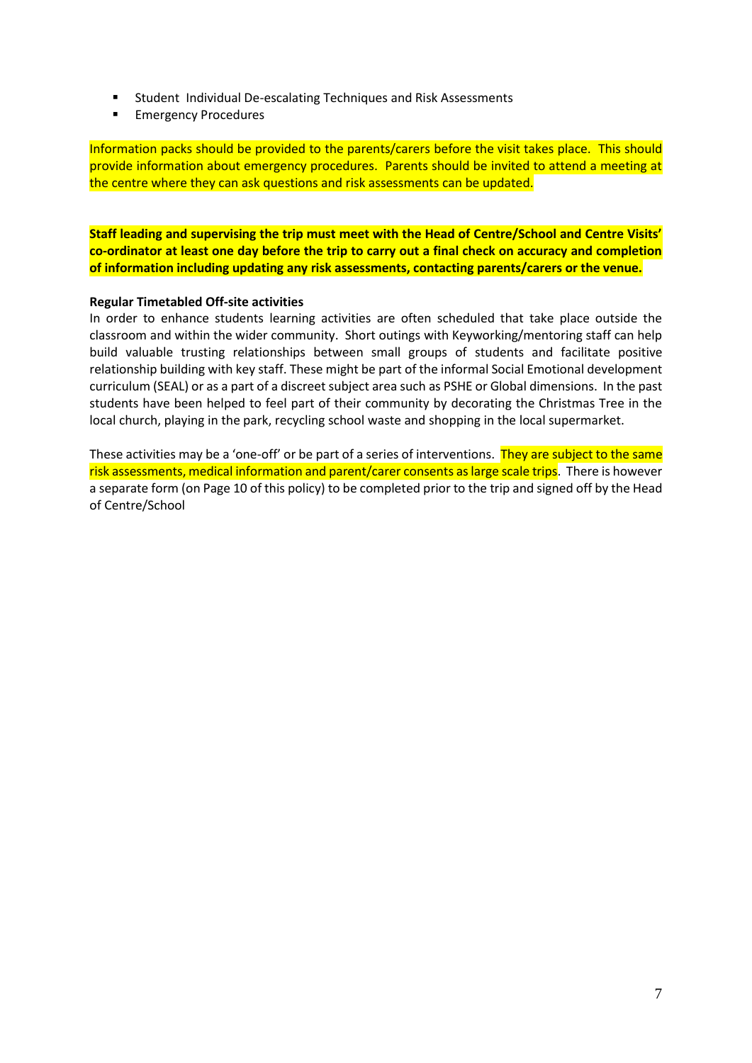- Student  Individual De-escalating Techniques and Risk Assessments
- Emergency Procedures

Information packs should be provided to the parents/carers before the visit takes place.  This should provide information about emergency procedures.  Parents should be invited to attend a meeting at the centre where they can ask questions and risk assessments can be updated.

**Staff leading and supervising the trip must meet with the Head of Centre/School and Centre Visits' co-ordinator at least one day before the trip to carry out a final check on accuracy and completion of information including updating any risk assessments, contacting parents/carers or the venue.**

**Regular Timetabled Off-site activities**

In order to enhance students learning activities are often scheduled that take place outside the classroom and within the wider community.  Short outings with Keyworking/mentoring staff can help build valuable trusting relationships between small groups of students and facilitate positive relationship building with key staff. These might be part of the informal Social Emotional development curriculum (SEAL) or as a part of a discreet subject area such as PSHE or Global dimensions.  In the past students have been helped to feel part of their community by decorating the Christmas Tree in the local church, playing in the park, recycling school waste and shopping in the local supermarket.

These activities may be a 'one-off' or be part of a series of interventions.  They are subject to the same risk assessments, medical information and parent/carer consents as large scale trips.  There is however a separate form (on Page 10 of this policy) to be completed prior to the trip and signed off by the Head of Centre/School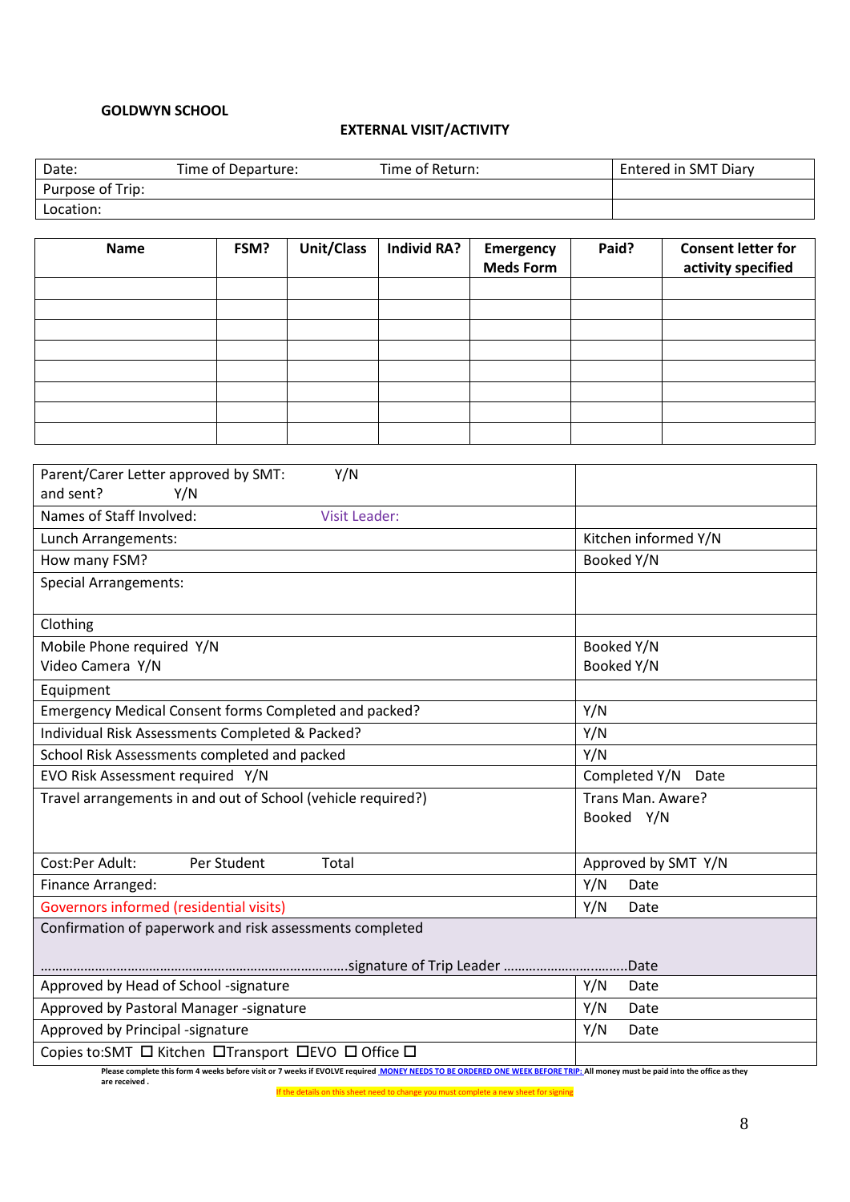**GOLDWYN SCHOOL**

**EXTERNAL VISIT/ACTIVITY**

| Date: Time of Departure: Time of Return: | Entered in SMT Diary |
|---|---|
| Purpose of Trip: | |
| Location: | |

| Name | FSM? | Unit/Class | Individ RA? | Emergency Meds Form | Paid? | Consent letter for activity specified |
|---|---|---|---|---|---|---|
| | | | | | | |
| | | | | | | |
| | | | | | | |
| | | | | | | |
| | | | | | | |
| | | | | | | |
| | | | | | | |
| | | | | | | |

| Parent/Carer Letter approved by SMT: Y/N<br>and sent? Y/N | |
|---|---|
| Names of Staff Involved: Visit Leader: | |
| Lunch Arrangements: | Kitchen informed Y/N |
| How many FSM? | Booked Y/N |
| Special Arrangements: | |
| Clothing | |
| Mobile Phone required Y/N<br>Video Camera Y/N | Booked Y/N<br>Booked Y/N |
| Equipment | |
| Emergency Medical Consent forms Completed and packed? | Y/N |
| Individual Risk Assessments Completed & Packed? | Y/N |
| School Risk Assessments completed and packed | Y/N |
| EVO Risk Assessment required Y/N | Completed Y/N Date |
| Travel arrangements in and out of School (vehicle required?) | Trans Man. Aware?<br>Booked Y/N |
| Cost:Per Adult: Per Student Total | Approved by SMT Y/N |
| Finance Arranged: | Y/N Date |
| Governors informed (residential visits) | Y/N Date |
| Confirmation of paperwork and risk assessments completed<br><br>………………………………………………………………………….signature of Trip Leader ……………………….……..Date | |
| Approved by Head of School -signature | Y/N Date |
| Approved by Pastoral Manager -signature | Y/N Date |
| Approved by Principal -signature | Y/N Date |
| Copies to:SMT ☐ Kitchen ☐Transport ☐EVO ☐ Office ☐ | |

**Please complete this form 4 weeks before visit or 7 weeks if EVOLVE required MONEY NEEDS TO BE ORDERED ONE WEEK BEFORE TRIP: All money must be paid into the office as they are received .**

If the details on this sheet need to change you must complete a new sheet for signing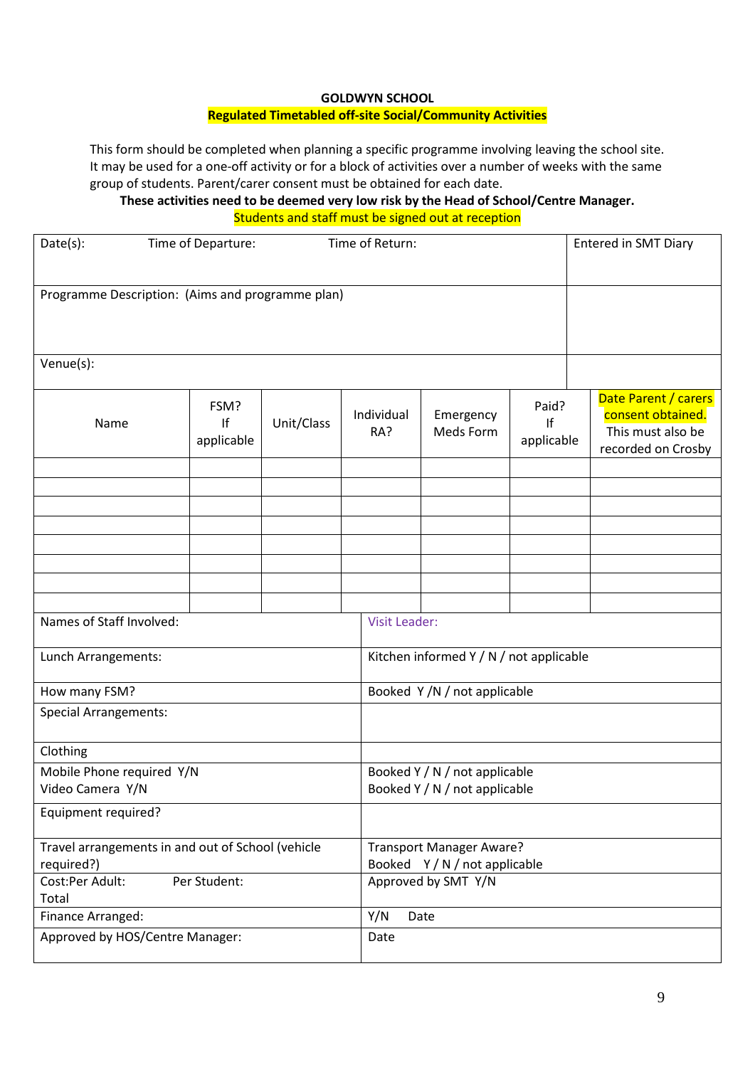**GOLDWYN SCHOOL**

**Regulated Timetabled off-site Social/Community Activities**

This form should be completed when planning a specific programme involving leaving the school site. It may be used for a one-off activity or for a block of activities over a number of weeks with the same group of students. Parent/carer consent must be obtained for each date.

**These activities need to be deemed very low risk by the Head of School/Centre Manager.**

Students and staff must be signed out at reception

| Date(s): Time of Departure: Time of Return: | | | | | | Entered in SMT Diary |
|---|---|---|---|---|---|---|
| Programme Description: (Aims and programme plan) | | | | | | |
| Venue(s): | | | | | | |
| Name | FSM? If applicable | Unit/Class | Individual RA? | Emergency Meds Form | Paid? If applicable | Date Parent / carers consent obtained. This must also be recorded on Crosby |
| | | | | | | |
| | | | | | | |
| | | | | | | |
| | | | | | | |
| | | | | | | |
| | | | | | | |
| | | | | | | |
| | | | | | | |

| | |
|---|---|
| Names of Staff Involved: | Visit Leader: |
| Lunch Arrangements: | Kitchen informed Y / N / not applicable |
| How many FSM? | Booked Y /N / not applicable |
| Special Arrangements: | |
| Clothing | |
| Mobile Phone required Y/N<br>Video Camera Y/N | Booked Y / N / not applicable<br>Booked Y / N / not applicable |
| Equipment required? | |
| Travel arrangements in and out of School (vehicle required?) | Transport Manager Aware?<br>Booked Y / N / not applicable |
| Cost:Per Adult: Per Student:<br>Total | Approved by SMT Y/N |
| Finance Arranged: | Y/N Date |
| Approved by HOS/Centre Manager: | Date |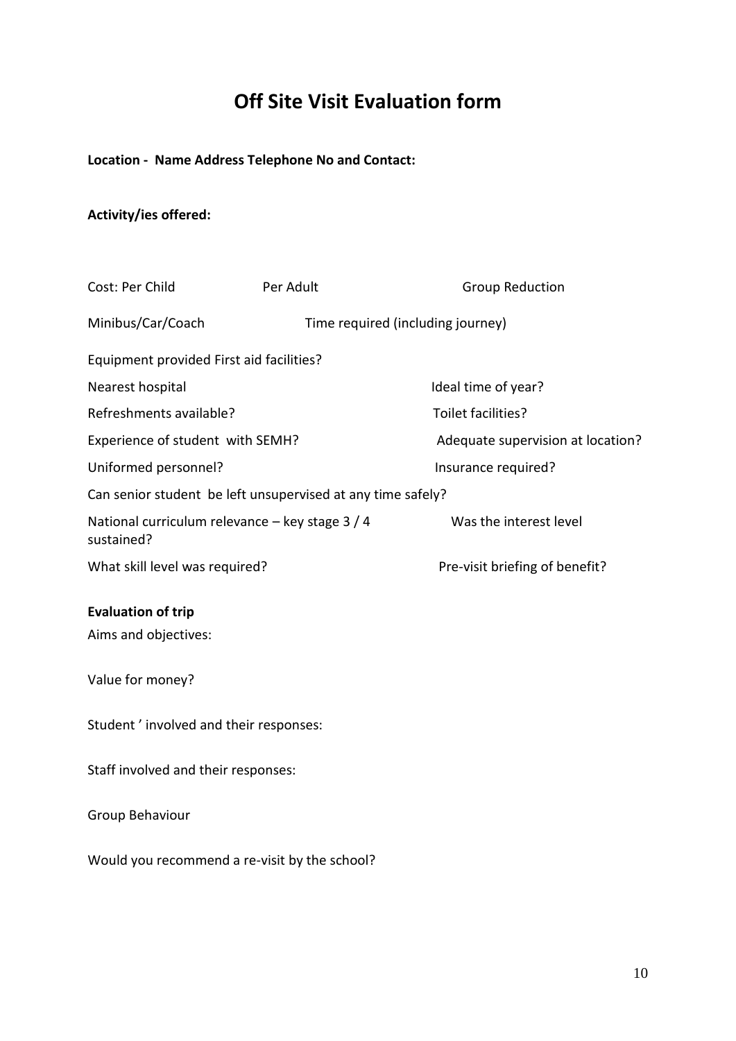# Off Site Visit Evaluation form

**Location - Name Address Telephone No and Contact:**

**Activity/ies offered:**

Cost: Per Child Per Adult Group Reduction

Minibus/Car/Coach Time required (including journey)

Equipment provided First aid facilities?

Nearest hospital Ideal time of year?

Refreshments available? Toilet facilities?

Experience of student with SEMH? Adequate supervision at location?

Uniformed personnel? Insurance required?

Can senior student be left unsupervised at any time safely?

National curriculum relevance – key stage 3 / 4 Was the interest level sustained?

What skill level was required? Pre-visit briefing of benefit?

**Evaluation of trip**

Aims and objectives:

Value for money?

Student ' involved and their responses:

Staff involved and their responses:

Group Behaviour

Would you recommend a re-visit by the school?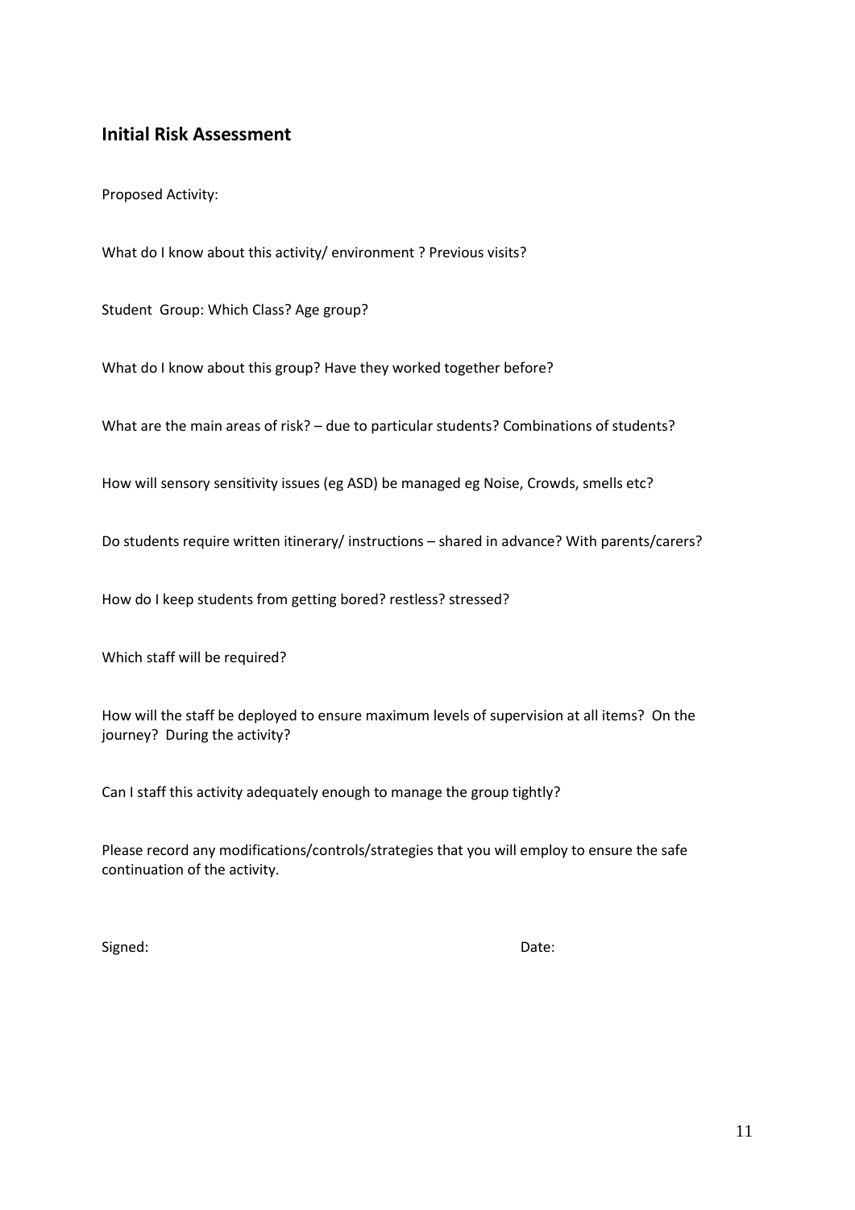## Initial Risk Assessment

Proposed Activity:

What do I know about this activity/ environment ? Previous visits?

Student Group: Which Class? Age group?

What do I know about this group? Have they worked together before?

What are the main areas of risk? – due to particular students? Combinations of students?

How will sensory sensitivity issues (eg ASD) be managed eg Noise, Crowds, smells etc?

Do students require written itinerary/ instructions – shared in advance? With parents/carers?

How do I keep students from getting bored? restless? stressed?

Which staff will be required?

How will the staff be deployed to ensure maximum levels of supervision at all items? On the journey? During the activity?

Can I staff this activity adequately enough to manage the group tightly?

Please record any modifications/controls/strategies that you will employ to ensure the safe continuation of the activity.

Signed: Date: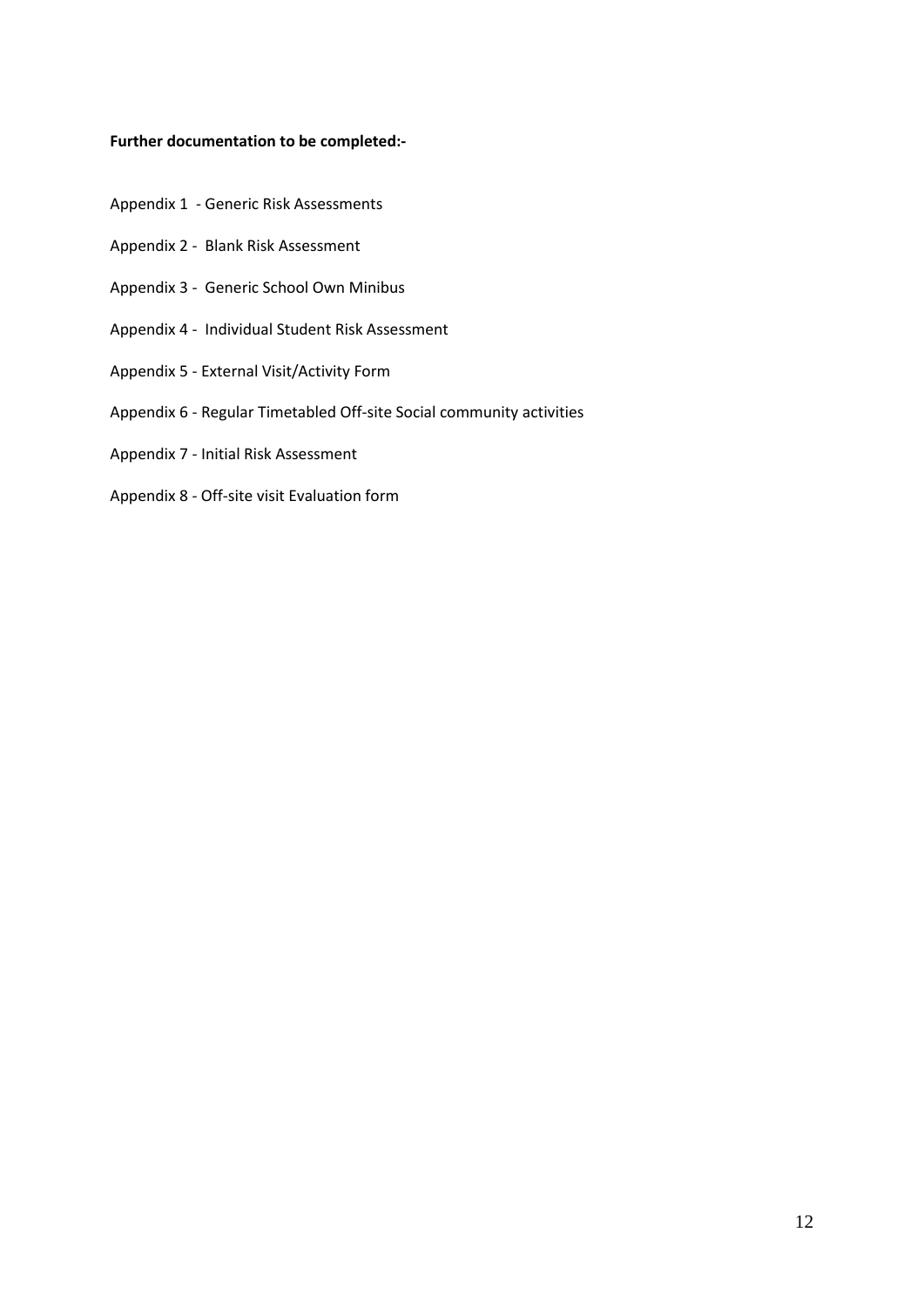**Further documentation to be completed:-**

Appendix 1 - Generic Risk Assessments

Appendix 2 - Blank Risk Assessment

Appendix 3 - Generic School Own Minibus

Appendix 4 - Individual Student Risk Assessment

Appendix 5 - External Visit/Activity Form

Appendix 6 - Regular Timetabled Off-site Social community activities

Appendix 7 - Initial Risk Assessment

Appendix 8 - Off-site visit Evaluation form